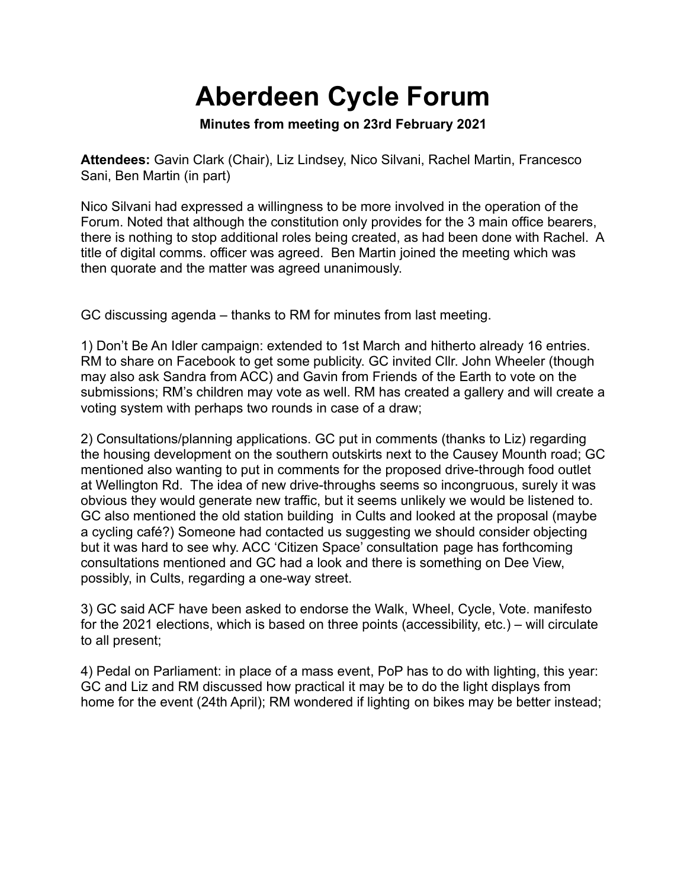# Aberdeen Cycle Forum

**Minutes from meeting on 23rd February 2021**

**Attendees:** Gavin Clark (Chair), Liz Lindsey, Nico Silvani, Rachel Martin, Francesco Sani, Ben Martin (in part)

Nico Silvani had expressed a willingness to be more involved in the operation of the Forum. Noted that although the constitution only provides for the 3 main office bearers, there is nothing to stop additional roles being created, as had been done with Rachel. A title of digital comms. officer was agreed. Ben Martin joined the meeting which was then quorate and the matter was agreed unanimously.

GC discussing agenda – thanks to RM for minutes from last meeting.

1) Don't Be An Idler campaign: extended to 1st March and hitherto already 16 entries. RM to share on Facebook to get some publicity. GC invited Cllr. John Wheeler (though may also ask Sandra from ACC) and Gavin from Friends of the Earth to vote on the submissions; RM's children may vote as well. RM has created a gallery and will create a voting system with perhaps two rounds in case of a draw;

2) Consultations/planning applications. GC put in comments (thanks to Liz) regarding the housing development on the southern outskirts next to the Causey Mounth road; GC mentioned also wanting to put in comments for the proposed drive-through food outlet at Wellington Rd. The idea of new drive-throughs seems so incongruous, surely it was obvious they would generate new traffic, but it seems unlikely we would be listened to. GC also mentioned the old station building in Cults and looked at the proposal (maybe a cycling café?) Someone had contacted us suggesting we should consider objecting but it was hard to see why. ACC 'Citizen Space' consultation page has forthcoming consultations mentioned and GC had a look and there is something on Dee View, possibly, in Cults, regarding a one-way street.

3) GC said ACF have been asked to endorse the Walk, Wheel, Cycle, Vote. manifesto for the 2021 elections, which is based on three points (accessibility, etc.) – will circulate to all present;

4) Pedal on Parliament: in place of a mass event, PoP has to do with lighting, this year: GC and Liz and RM discussed how practical it may be to do the light displays from home for the event (24th April); RM wondered if lighting on bikes may be better instead;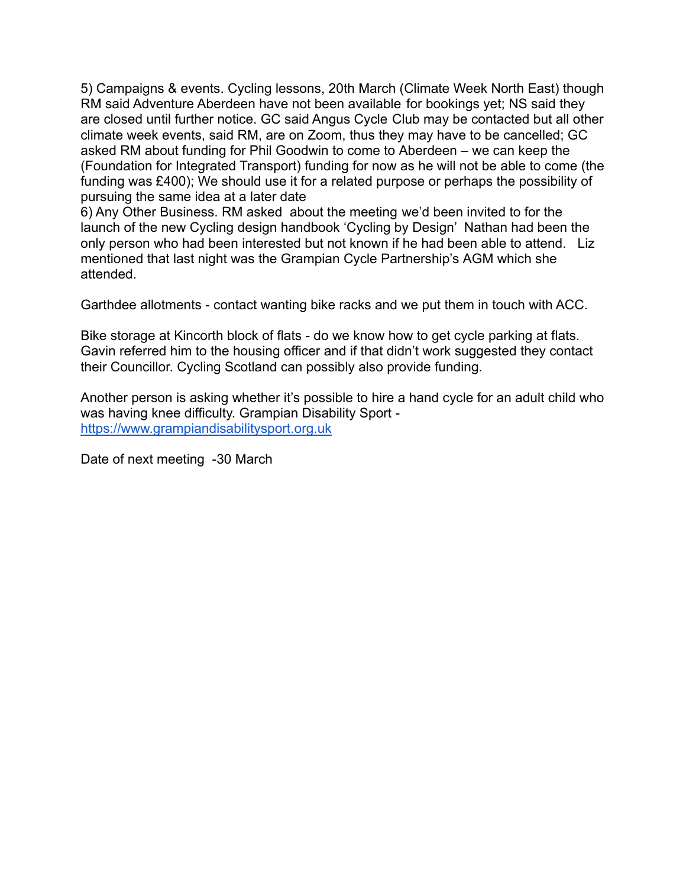5) Campaigns & events. Cycling lessons, 20th March (Climate Week North East) though RM said Adventure Aberdeen have not been available for bookings yet; NS said they are closed until further notice. GC said Angus Cycle Club may be contacted but all other climate week events, said RM, are on Zoom, thus they may have to be cancelled; GC asked RM about funding for Phil Goodwin to come to Aberdeen – we can keep the (Foundation for Integrated Transport) funding for now as he will not be able to come (the funding was £400); We should use it for a related purpose or perhaps the possibility of pursuing the same idea at a later date

6) Any Other Business. RM asked about the meeting we'd been invited to for the launch of the new Cycling design handbook 'Cycling by Design' Nathan had been the only person who had been interested but not known if he had been able to attend. Liz mentioned that last night was the Grampian Cycle Partnership's AGM which she attended.

Garthdee allotments - contact wanting bike racks and we put them in touch with ACC.

Bike storage at Kincorth block of flats - do we know how to get cycle parking at flats. Gavin referred him to the housing officer and if that didn't work suggested they contact their Councillor. Cycling Scotland can possibly also provide funding.

Another person is asking whether it's possible to hire a hand cycle for an adult child who was having knee difficulty. Grampian Disability Sport - https://www.grampiandisabilitysport.org.uk

Date of next meeting -30 March